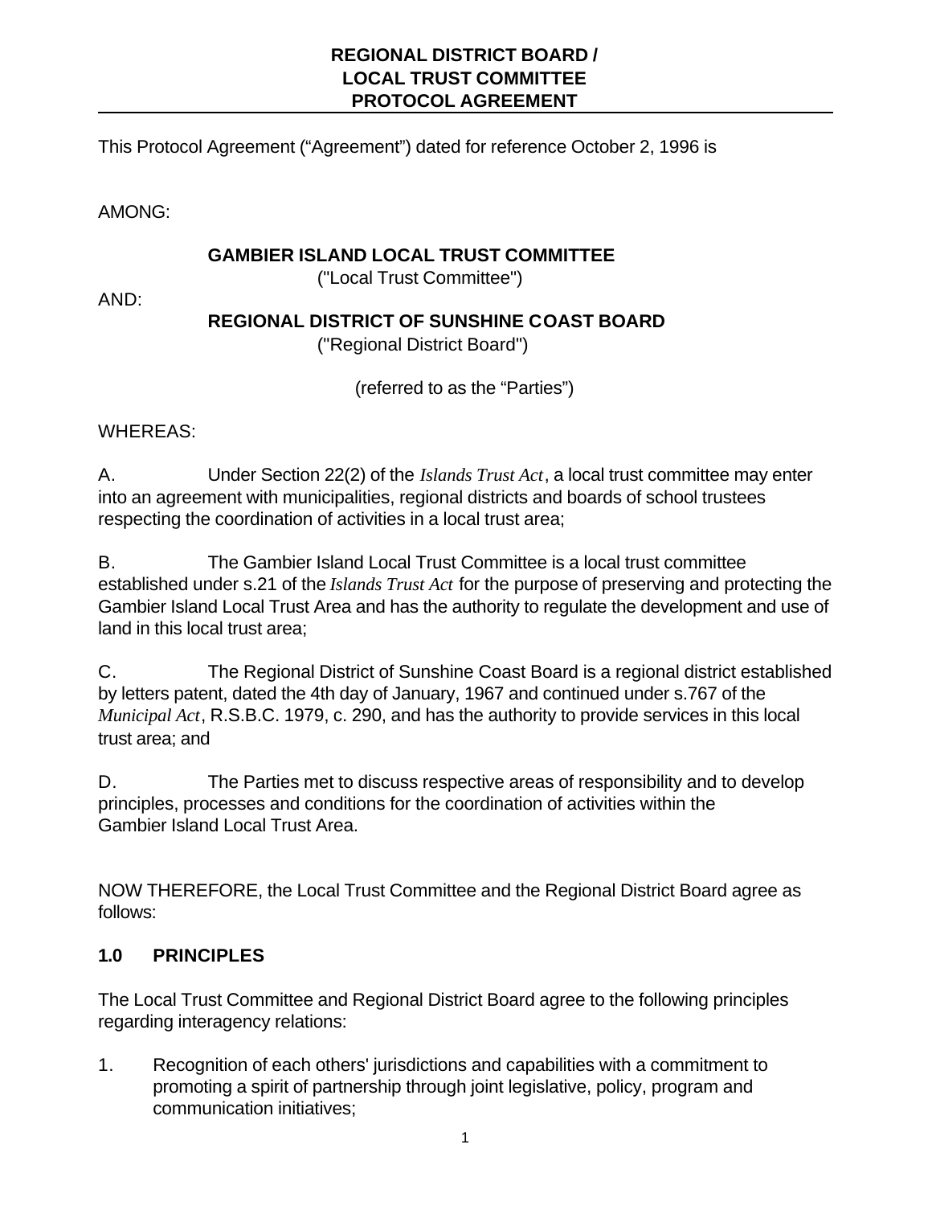# REGIONAL DISTRICT BOARD / LOCAL TRUST COMMITTEE PROTOCOL AGREEMENT

This Protocol Agreement ("Agreement") dated for reference October 2, 1996 is

AMONG:

**GAMBIER ISLAND LOCAL TRUST COMMITTEE**
("Local Trust Committee")

AND:

**REGIONAL DISTRICT OF SUNSHINE COAST BOARD**
("Regional District Board")

(referred to as the "Parties")

WHEREAS:

A. Under Section 22(2) of the *Islands Trust Act*, a local trust committee may enter into an agreement with municipalities, regional districts and boards of school trustees respecting the coordination of activities in a local trust area;

B. The Gambier Island Local Trust Committee is a local trust committee established under s.21 of the *Islands Trust Act* for the purpose of preserving and protecting the Gambier Island Local Trust Area and has the authority to regulate the development and use of land in this local trust area;

C. The Regional District of Sunshine Coast Board is a regional district established by letters patent, dated the 4th day of January, 1967 and continued under s.767 of the *Municipal Act*, R.S.B.C. 1979, c. 290, and has the authority to provide services in this local trust area; and

D. The Parties met to discuss respective areas of responsibility and to develop principles, processes and conditions for the coordination of activities within the Gambier Island Local Trust Area.

NOW THEREFORE, the Local Trust Committee and the Regional District Board agree as follows:

## 1.0 PRINCIPLES

The Local Trust Committee and Regional District Board agree to the following principles regarding interagency relations:

1. Recognition of each others' jurisdictions and capabilities with a commitment to promoting a spirit of partnership through joint legislative, policy, program and communication initiatives;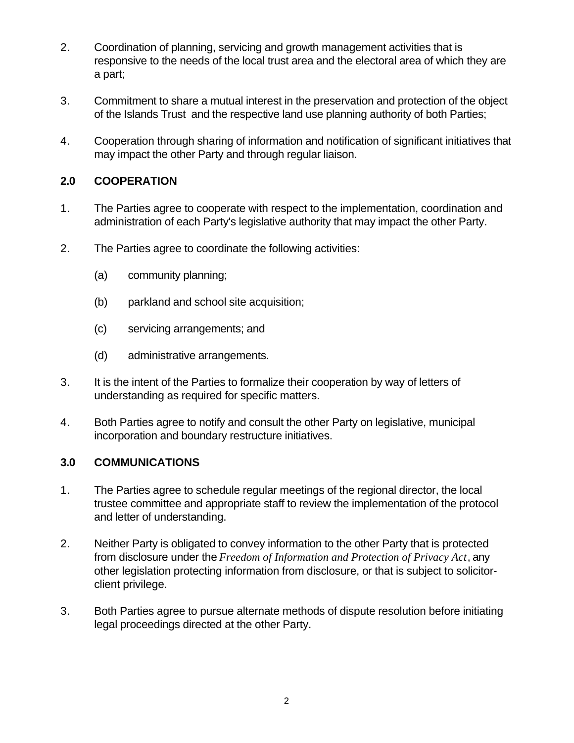2. Coordination of planning, servicing and growth management activities that is responsive to the needs of the local trust area and the electoral area of which they are a part;

3. Commitment to share a mutual interest in the preservation and protection of the object of the Islands Trust and the respective land use planning authority of both Parties;

4. Cooperation through sharing of information and notification of significant initiatives that may impact the other Party and through regular liaison.

## 2.0 COOPERATION

1. The Parties agree to cooperate with respect to the implementation, coordination and administration of each Party's legislative authority that may impact the other Party.

2. The Parties agree to coordinate the following activities:

   (a) community planning;

   (b) parkland and school site acquisition;

   (c) servicing arrangements; and

   (d) administrative arrangements.

3. It is the intent of the Parties to formalize their cooperation by way of letters of understanding as required for specific matters.

4. Both Parties agree to notify and consult the other Party on legislative, municipal incorporation and boundary restructure initiatives.

## 3.0 COMMUNICATIONS

1. The Parties agree to schedule regular meetings of the regional director, the local trustee committee and appropriate staff to review the implementation of the protocol and letter of understanding.

2. Neither Party is obligated to convey information to the other Party that is protected from disclosure under the *Freedom of Information and Protection of Privacy Act*, any other legislation protecting information from disclosure, or that is subject to solicitor-client privilege.

3. Both Parties agree to pursue alternate methods of dispute resolution before initiating legal proceedings directed at the other Party.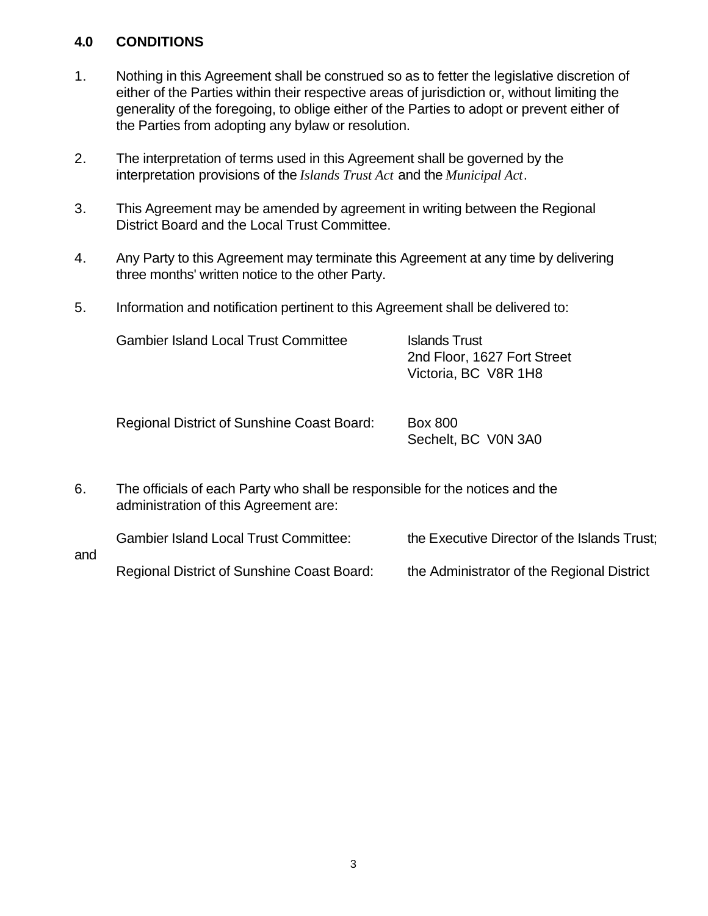## 4.0 CONDITIONS

1. Nothing in this Agreement shall be construed so as to fetter the legislative discretion of either of the Parties within their respective areas of jurisdiction or, without limiting the generality of the foregoing, to oblige either of the Parties to adopt or prevent either of the Parties from adopting any bylaw or resolution.

2. The interpretation of terms used in this Agreement shall be governed by the interpretation provisions of the *Islands Trust Act* and the *Municipal Act*.

3. This Agreement may be amended by agreement in writing between the Regional District Board and the Local Trust Committee.

4. Any Party to this Agreement may terminate this Agreement at any time by delivering three months' written notice to the other Party.

5. Information and notification pertinent to this Agreement shall be delivered to:

| | |
|---|---|
| Gambier Island Local Trust Committee | Islands Trust<br>2nd Floor, 1627 Fort Street<br>Victoria, BC V8R 1H8 |
| Regional District of Sunshine Coast Board: | Box 800<br>Sechelt, BC V0N 3A0 |

6. The officials of each Party who shall be responsible for the notices and the administration of this Agreement are:

| | |
|---|---|
| Gambier Island Local Trust Committee: | the Executive Director of the Islands Trust; |

and

| | |
|---|---|
| Regional District of Sunshine Coast Board: | the Administrator of the Regional District |